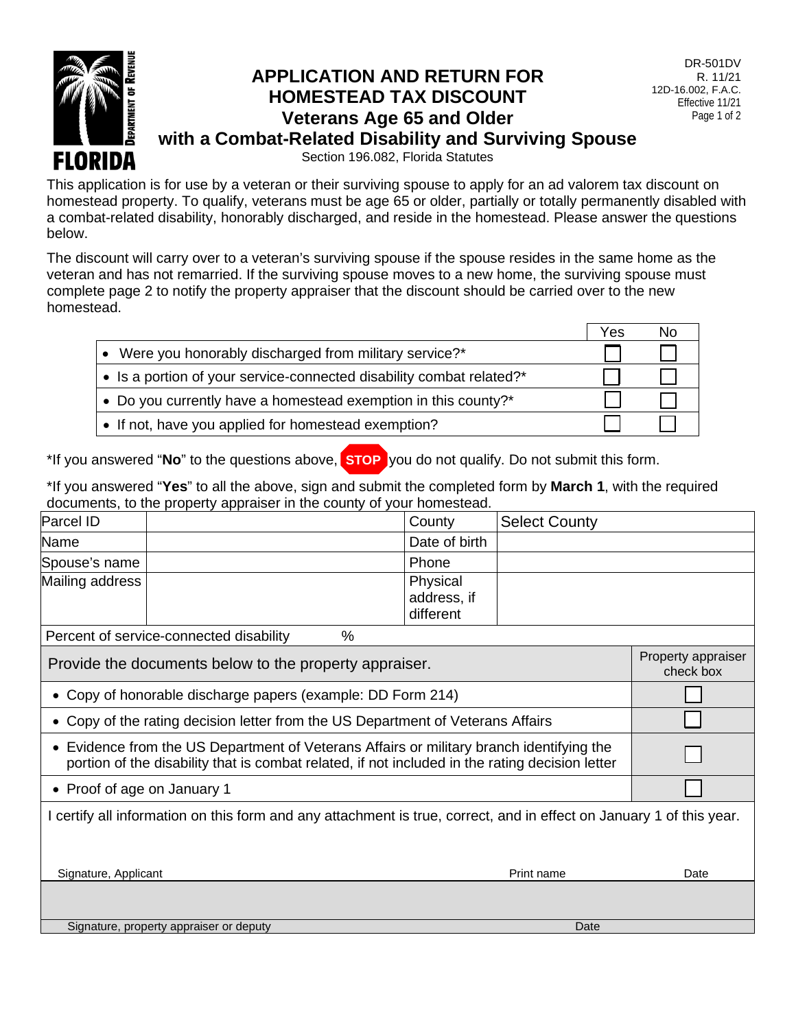DR-501DV
R. 11/21
12D-16.002, F.A.C.
Effective 11/21

FLORIDA DEPARTMENT OF REVENUE

# APPLICATION AND RETURN FOR HOMESTEAD TAX DISCOUNT Veterans Age 65 and Older with a Combat-Related Disability and Surviving Spouse

Section 196.082, Florida Statutes

This application is for use by a veteran or their surviving spouse to apply for an ad valorem tax discount on homestead property. To qualify, veterans must be age 65 or older, partially or totally permanently disabled with a combat-related disability, honorably discharged, and reside in the homestead. Please answer the questions below.

The discount will carry over to a veteran's surviving spouse if the spouse resides in the same home as the veteran and has not remarried. If the surviving spouse moves to a new home, the surviving spouse must complete page 2 to notify the property appraiser that the discount should be carried over to the new homestead.

| | Yes | No |
|---|---|---|
| • Were you honorably discharged from military service?* | ☐ | ☐ |
| • Is a portion of your service-connected disability combat related?* | ☐ | ☐ |
| • Do you currently have a homestead exemption in this county?* | ☐ | ☐ |
| • If not, have you applied for homestead exemption? | ☐ | ☐ |

*If you answered "**No**" to the questions above, **STOP** you do not qualify. Do not submit this form.

*If you answered "**Yes**" to all the above, sign and submit the completed form by **March 1**, with the required documents, to the property appraiser in the county of your homestead.

| Parcel ID | | County | Select County |
|---|---|---|---|
| Name | | Date of birth | |
| Spouse's name | | Phone | |
| Mailing address | | Physical address, if different | |

Percent of service-connected disability %

| Provide the documents below to the property appraiser. | Property appraiser check box |
|---|---|
| • Copy of honorable discharge papers (example: DD Form 214) | ☐ |
| • Copy of the rating decision letter from the US Department of Veterans Affairs | ☐ |
| • Evidence from the US Department of Veterans Affairs or military branch identifying the portion of the disability that is combat related, if not included in the rating decision letter | ☐ |
| • Proof of age on January 1 | ☐ |

I certify all information on this form and any attachment is true, correct, and in effect on January 1 of this year.

Signature, Applicant ____________________ Print name ____________________ Date ____________

Signature, property appraiser or deputy ____________________ Date ____________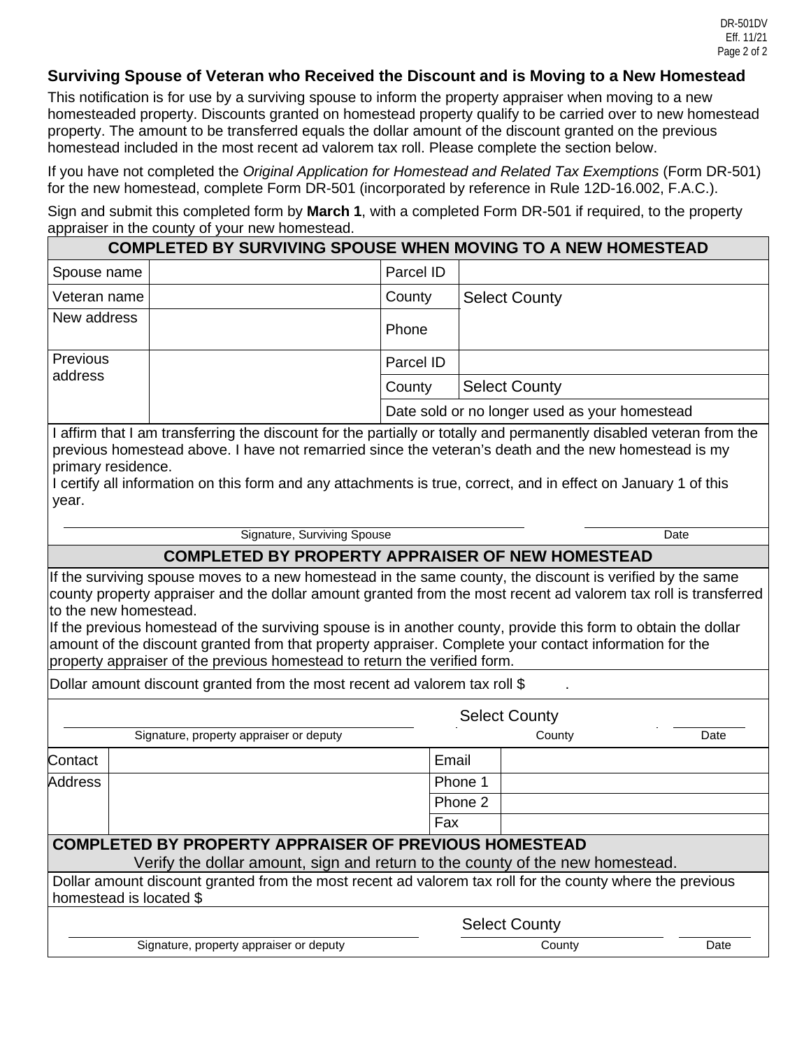## Surviving Spouse of Veteran who Received the Discount and is Moving to a New Homestead

This notification is for use by a surviving spouse to inform the property appraiser when moving to a new homesteaded property. Discounts granted on homestead property qualify to be carried over to new homestead property. The amount to be transferred equals the dollar amount of the discount granted on the previous homestead included in the most recent ad valorem tax roll. Please complete the section below.

If you have not completed the *Original Application for Homestead and Related Tax Exemptions* (Form DR-501) for the new homestead, complete Form DR-501 (incorporated by reference in Rule 12D-16.002, F.A.C.).

Sign and submit this completed form by **March 1**, with a completed Form DR-501 if required, to the property appraiser in the county of your new homestead.

### COMPLETED BY SURVIVING SPOUSE WHEN MOVING TO A NEW HOMESTEAD

| | | | |
|---|---|---|---|
| Spouse name | | Parcel ID | |
| Veteran name | | County | Select County |
| New address | | Phone | |
| Previous address | | Parcel ID | |
| | | County | Select County |
| | | Date sold or no longer used as your homestead | |

I affirm that I am transferring the discount for the partially or totally and permanently disabled veteran from the previous homestead above. I have not remarried since the veteran's death and the new homestead is my primary residence.
I certify all information on this form and any attachments is true, correct, and in effect on January 1 of this year.

Signature, Surviving Spouse ____________________ Date __________

### COMPLETED BY PROPERTY APPRAISER OF NEW HOMESTEAD

If the surviving spouse moves to a new homestead in the same county, the discount is verified by the same county property appraiser and the dollar amount granted from the most recent ad valorem tax roll is transferred to the new homestead.
If the previous homestead of the surviving spouse is in another county, provide this form to obtain the dollar amount of the discount granted from that property appraiser. Complete your contact information for the property appraiser of the previous homestead to return the verified form.

Dollar amount discount granted from the most recent ad valorem tax roll $ ______ .

Signature, property appraiser or deputy ____________________ County: Select County ____________ Date __________

| | | | |
|---|---|---|---|
| Contact | | Email | |
| Address | | Phone 1 | |
| | | Phone 2 | |
| | | Fax | |

### COMPLETED BY PROPERTY APPRAISER OF PREVIOUS HOMESTEAD

Verify the dollar amount, sign and return to the county of the new homestead.

Dollar amount discount granted from the most recent ad valorem tax roll for the county where the previous homestead is located $

Signature, property appraiser or deputy ____________________ County: Select County ____________ Date __________